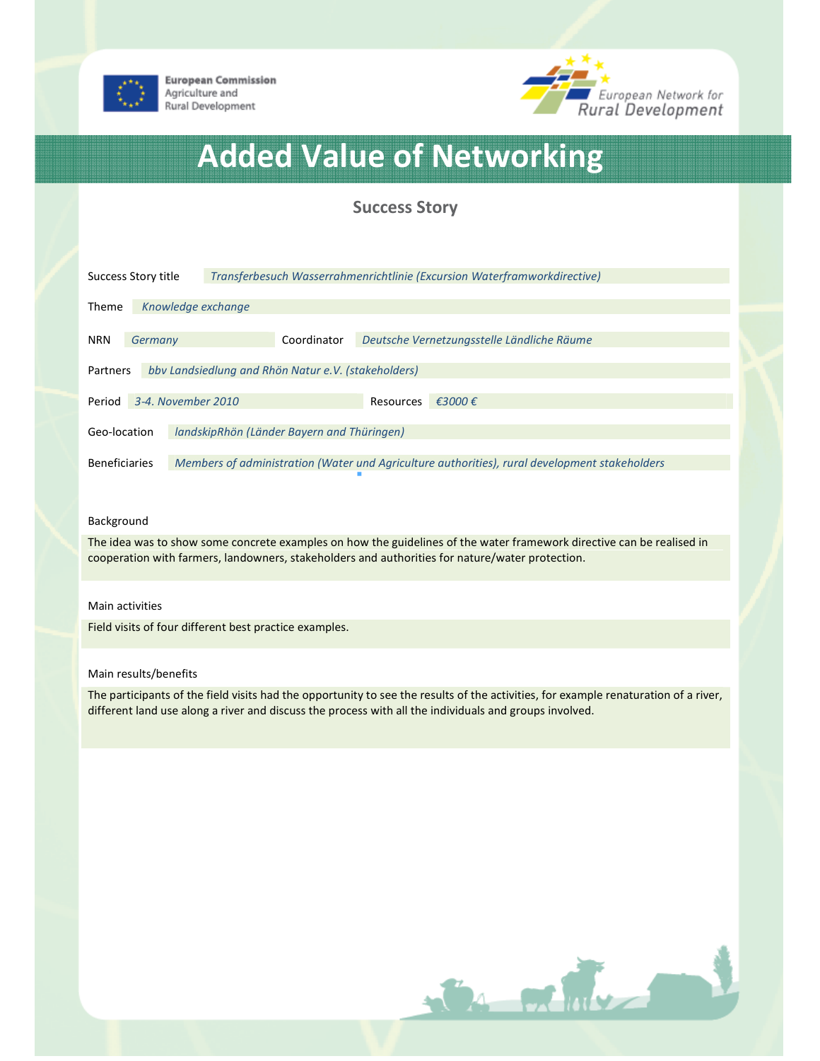European Commission
Agriculture and
Rural Development

European Network for
Rural Development

# Added Value of Networking

## Success Story

| | |
|---|---|
| Success Story title | *Transferbesuch Wasserrahmenrichtlinie (Excursion Waterframworkdirective)* |
| Theme | *Knowledge exchange* |
| NRN | *Germany* |
| Coordinator | *Deutsche Vernetzungsstelle Ländliche Räume* |
| Partners | *bbv Landsiedlung and Rhön Natur e.V. (stakeholders)* |
| Period | *3-4. November 2010* |
| Resources | *€3000 €* |
| Geo-location | *landskipRhön (Länder Bayern and Thüringen)* |
| Beneficiaries | *Members of administration (Water und Agriculture authorities), rural development stakeholders* |

### Background

The idea was to show some concrete examples on how the guidelines of the water framework directive can be realised in cooperation with farmers, landowners, stakeholders and authorities for nature/water protection.

### Main activities

Field visits of four different best practice examples.

### Main results/benefits

The participants of the field visits had the opportunity to see the results of the activities, for example renaturation of a river, different land use along a river and discuss the process with all the individuals and groups involved.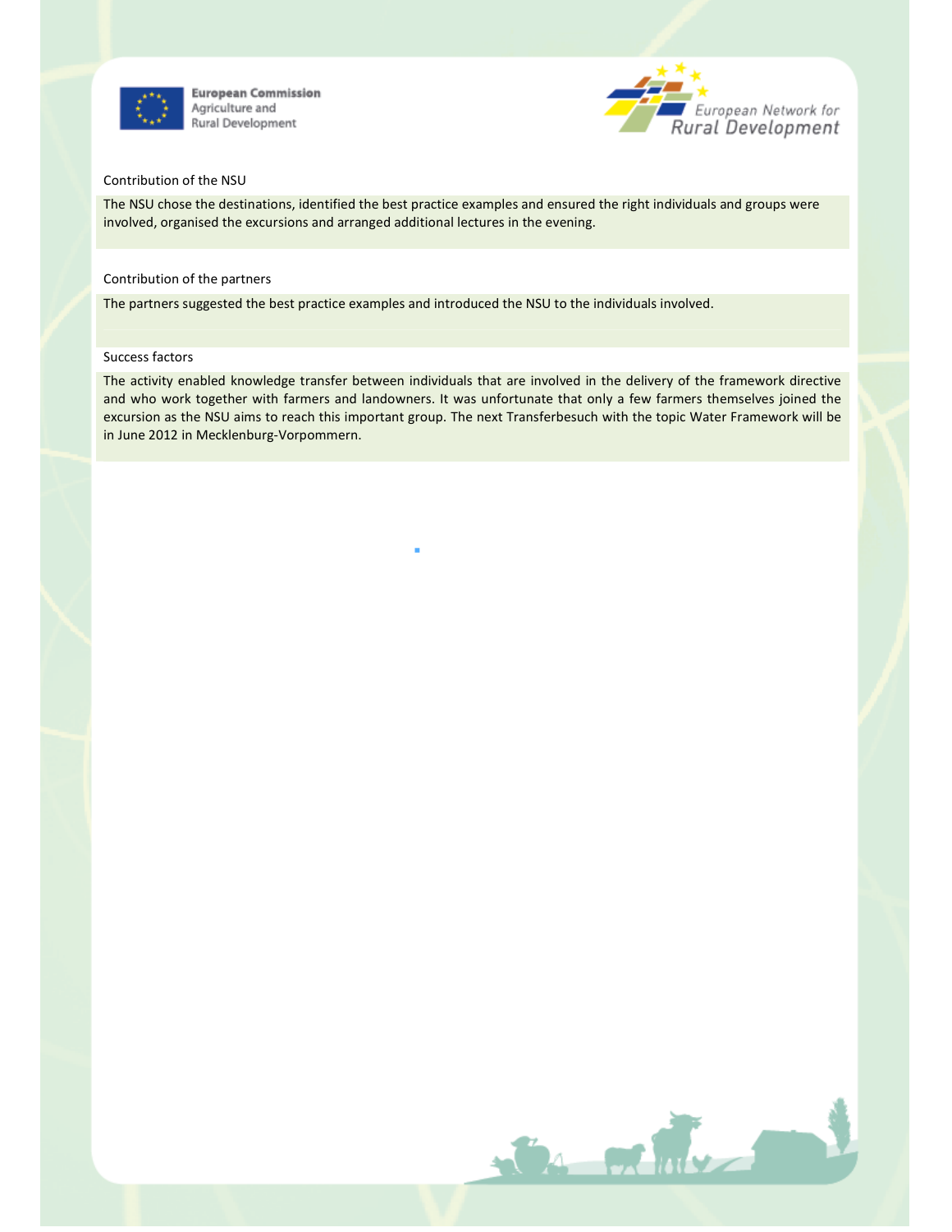Contribution of the NSU

The NSU chose the destinations, identified the best practice examples and ensured the right individuals and groups were involved, organised the excursions and arranged additional lectures in the evening.

Contribution of the partners

The partners suggested the best practice examples and introduced the NSU to the individuals involved.

Success factors

The activity enabled knowledge transfer between individuals that are involved in the delivery of the framework directive and who work together with farmers and landowners. It was unfortunate that only a few farmers themselves joined the excursion as the NSU aims to reach this important group. The next Transferbesuch with the topic Water Framework will be in June 2012 in Mecklenburg-Vorpommern.